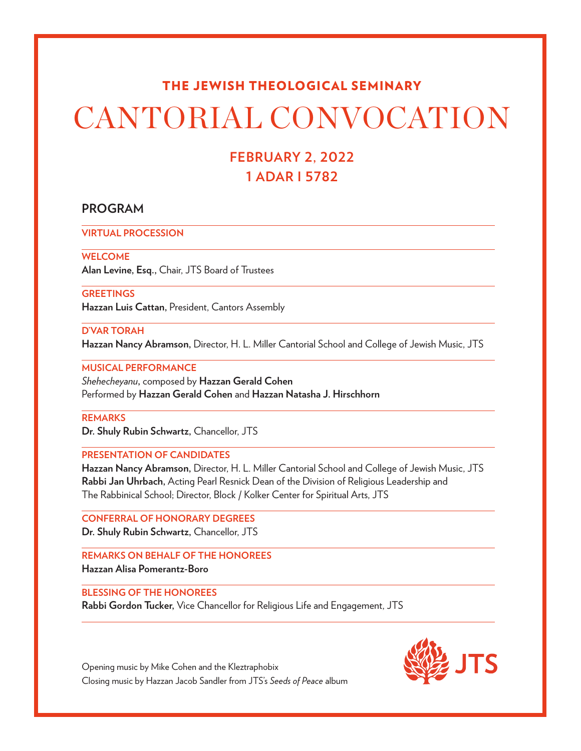## THE JEWISH THEOLOGICAL SEMINARY

# CANTORIAL CONVOCATION

### FEBRUARY 2, 2022
### 1 ADAR I 5782

## PROGRAM

**VIRTUAL PROCESSION**

**WELCOME**
**Alan Levine, Esq.,** Chair, JTS Board of Trustees

**GREETINGS**
**Hazzan Luis Cattan,** President, Cantors Assembly

**D'VAR TORAH**
**Hazzan Nancy Abramson,** Director, H. L. Miller Cantorial School and College of Jewish Music, JTS

**MUSICAL PERFORMANCE**
*Shehecheyanu*, composed by **Hazzan Gerald Cohen**
Performed by **Hazzan Gerald Cohen** and **Hazzan Natasha J. Hirschhorn**

**REMARKS**
**Dr. Shuly Rubin Schwartz,** Chancellor, JTS

**PRESENTATION OF CANDIDATES**
**Hazzan Nancy Abramson,** Director, H. L. Miller Cantorial School and College of Jewish Music, JTS
**Rabbi Jan Uhrbach,** Acting Pearl Resnick Dean of the Division of Religious Leadership and The Rabbinical School; Director, Block / Kolker Center for Spiritual Arts, JTS

**CONFERRAL OF HONORARY DEGREES**
**Dr. Shuly Rubin Schwartz,** Chancellor, JTS

**REMARKS ON BEHALF OF THE HONOREES**
**Hazzan Alisa Pomerantz-Boro**

**BLESSING OF THE HONOREES**
**Rabbi Gordon Tucker,** Vice Chancellor for Religious Life and Engagement, JTS

Opening music by Mike Cohen and the Kleztraphobix
Closing music by Hazzan Jacob Sandler from JTS's *Seeds of Peace* album

JTS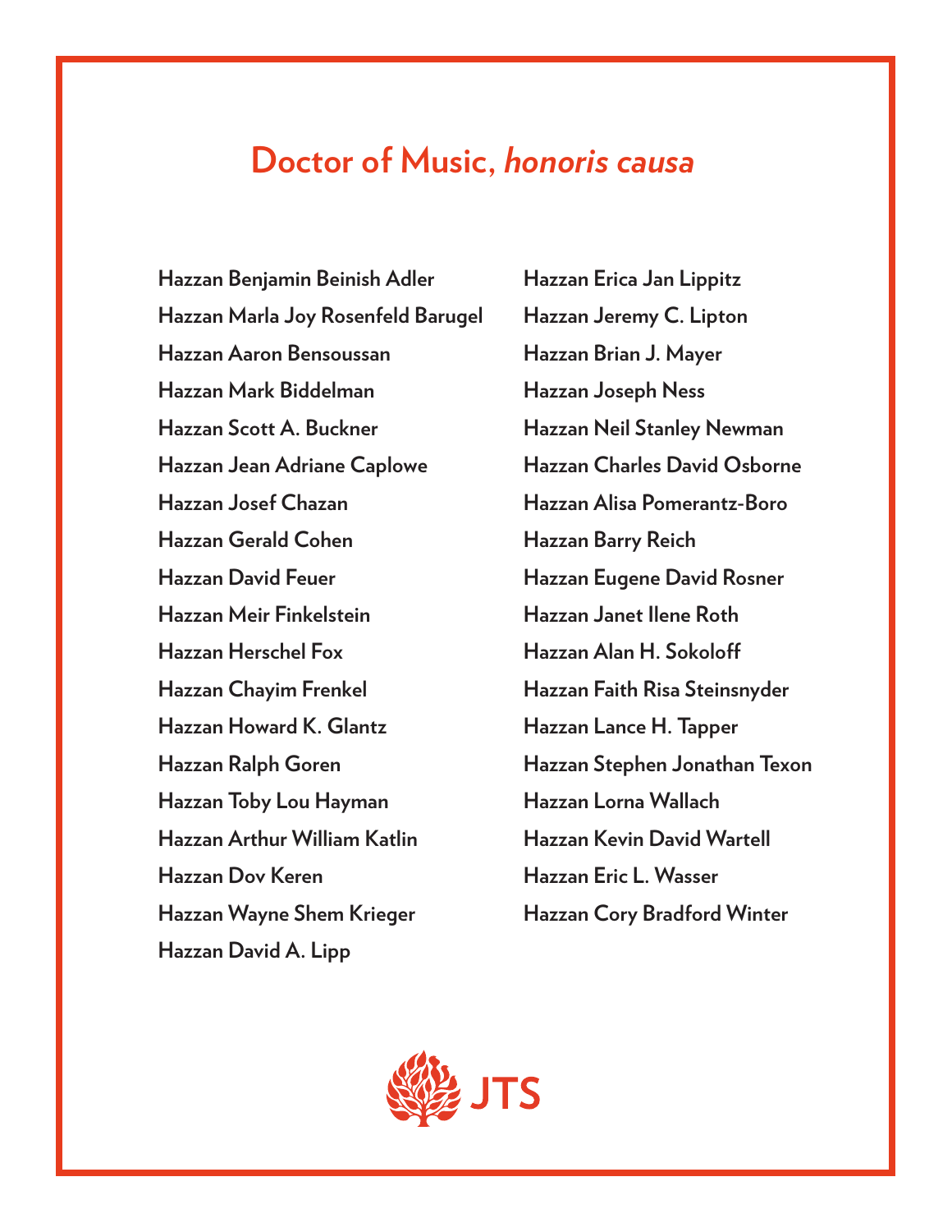## Doctor of Music, *honoris causa*

**Hazzan Benjamin Beinish Adler**
**Hazzan Marla Joy Rosenfeld Barugel**
**Hazzan Aaron Bensoussan**
**Hazzan Mark Biddelman**
**Hazzan Scott A. Buckner**
**Hazzan Jean Adriane Caplowe**
**Hazzan Josef Chazan**
**Hazzan Gerald Cohen**
**Hazzan David Feuer**
**Hazzan Meir Finkelstein**
**Hazzan Herschel Fox**
**Hazzan Chayim Frenkel**
**Hazzan Howard K. Glantz**
**Hazzan Ralph Goren**
**Hazzan Toby Lou Hayman**
**Hazzan Arthur William Katlin**
**Hazzan Dov Keren**
**Hazzan Wayne Shem Krieger**
**Hazzan David A. Lipp**
**Hazzan Erica Jan Lippitz**
**Hazzan Jeremy C. Lipton**
**Hazzan Brian J. Mayer**
**Hazzan Joseph Ness**
**Hazzan Neil Stanley Newman**
**Hazzan Charles David Osborne**
**Hazzan Alisa Pomerantz-Boro**
**Hazzan Barry Reich**
**Hazzan Eugene David Rosner**
**Hazzan Janet Ilene Roth**
**Hazzan Alan H. Sokoloff**
**Hazzan Faith Risa Steinsnyder**
**Hazzan Lance H. Tapper**
**Hazzan Stephen Jonathan Texon**
**Hazzan Lorna Wallach**
**Hazzan Kevin David Wartell**
**Hazzan Eric L. Wasser**
**Hazzan Cory Bradford Winter**

JTS